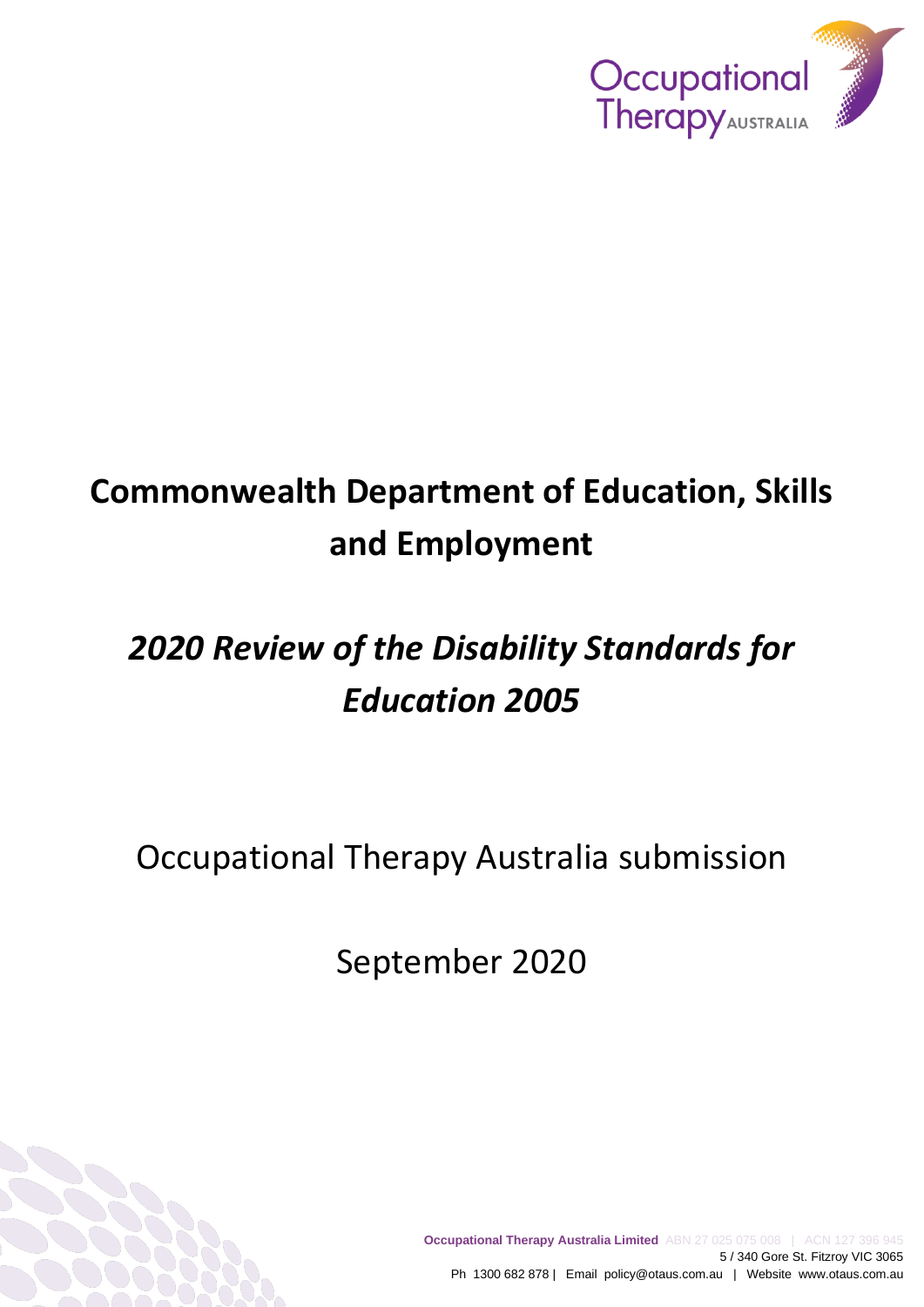# Commonwealth Department of Education, Skills and Employment

## *2020 Review of the Disability Standards for Education 2005*

Occupational Therapy Australia submission

September 2020

**Occupational Therapy Australia Limited** ABN 27 025 075 008 | ACN 127 396 945
5 / 340 Gore St. Fitzroy VIC 3065
Ph 1300 682 878 | Email policy@otaus.com.au | Website www.otaus.com.au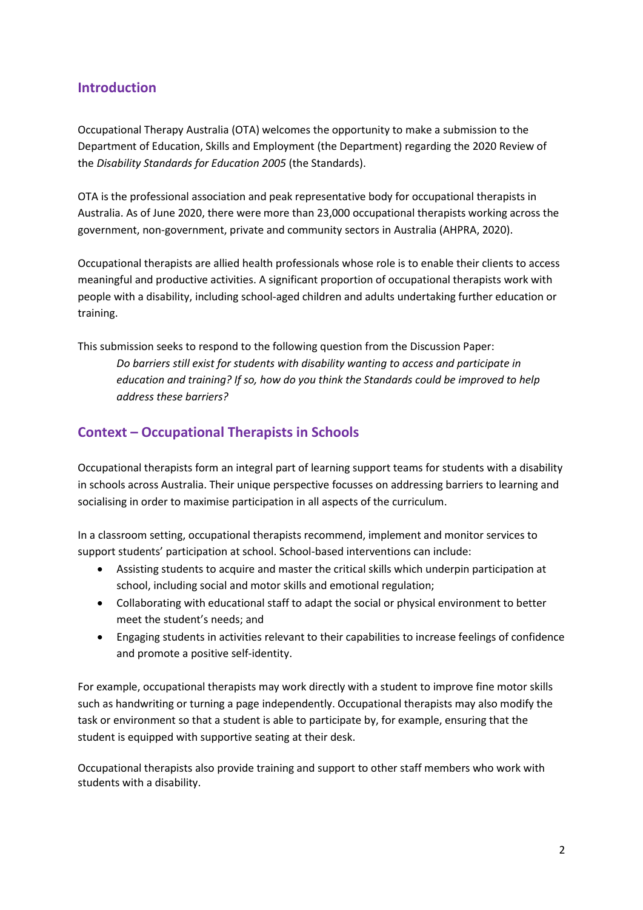## Introduction

Occupational Therapy Australia (OTA) welcomes the opportunity to make a submission to the Department of Education, Skills and Employment (the Department) regarding the 2020 Review of the *Disability Standards for Education 2005* (the Standards).

OTA is the professional association and peak representative body for occupational therapists in Australia. As of June 2020, there were more than 23,000 occupational therapists working across the government, non-government, private and community sectors in Australia (AHPRA, 2020).

Occupational therapists are allied health professionals whose role is to enable their clients to access meaningful and productive activities. A significant proportion of occupational therapists work with people with a disability, including school-aged children and adults undertaking further education or training.

This submission seeks to respond to the following question from the Discussion Paper:

> *Do barriers still exist for students with disability wanting to access and participate in education and training? If so, how do you think the Standards could be improved to help address these barriers?*

## Context – Occupational Therapists in Schools

Occupational therapists form an integral part of learning support teams for students with a disability in schools across Australia. Their unique perspective focusses on addressing barriers to learning and socialising in order to maximise participation in all aspects of the curriculum.

In a classroom setting, occupational therapists recommend, implement and monitor services to support students' participation at school. School-based interventions can include:

- Assisting students to acquire and master the critical skills which underpin participation at school, including social and motor skills and emotional regulation;
- Collaborating with educational staff to adapt the social or physical environment to better meet the student's needs; and
- Engaging students in activities relevant to their capabilities to increase feelings of confidence and promote a positive self-identity.

For example, occupational therapists may work directly with a student to improve fine motor skills such as handwriting or turning a page independently. Occupational therapists may also modify the task or environment so that a student is able to participate by, for example, ensuring that the student is equipped with supportive seating at their desk.

Occupational therapists also provide training and support to other staff members who work with students with a disability.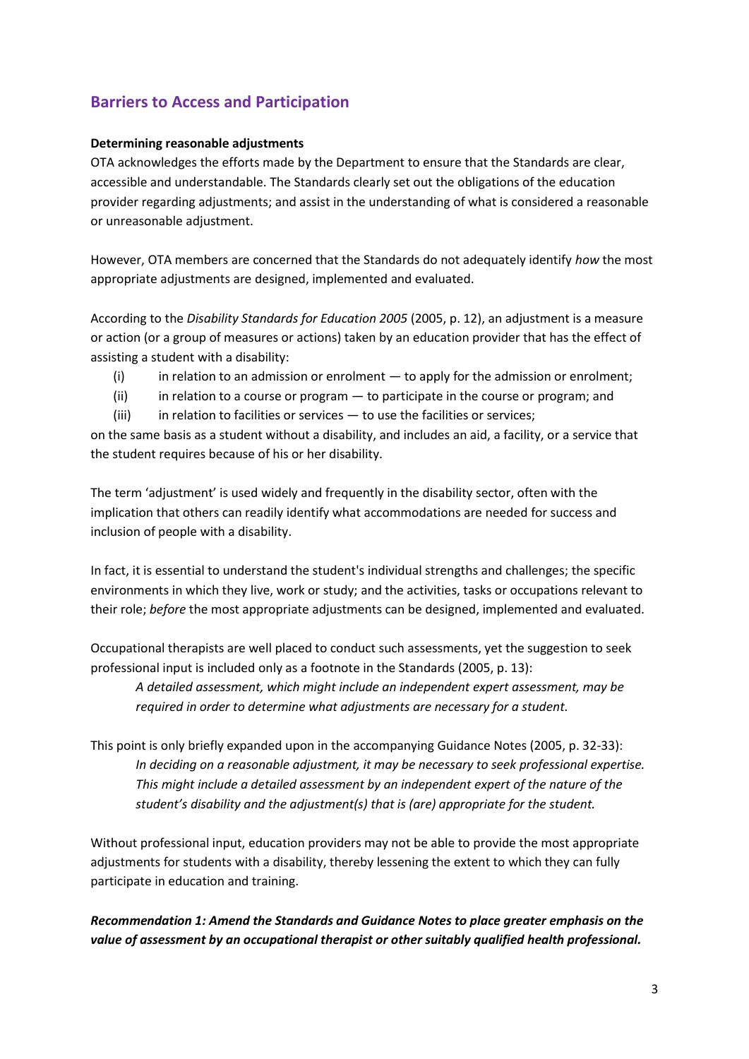## Barriers to Access and Participation

**Determining reasonable adjustments**

OTA acknowledges the efforts made by the Department to ensure that the Standards are clear, accessible and understandable. The Standards clearly set out the obligations of the education provider regarding adjustments; and assist in the understanding of what is considered a reasonable or unreasonable adjustment.

However, OTA members are concerned that the Standards do not adequately identify *how* the most appropriate adjustments are designed, implemented and evaluated.

According to the *Disability Standards for Education 2005* (2005, p. 12), an adjustment is a measure or action (or a group of measures or actions) taken by an education provider that has the effect of assisting a student with a disability:

(i) in relation to an admission or enrolment — to apply for the admission or enrolment;
(ii) in relation to a course or program — to participate in the course or program; and
(iii) in relation to facilities or services — to use the facilities or services;

on the same basis as a student without a disability, and includes an aid, a facility, or a service that the student requires because of his or her disability.

The term 'adjustment' is used widely and frequently in the disability sector, often with the implication that others can readily identify what accommodations are needed for success and inclusion of people with a disability.

In fact, it is essential to understand the student's individual strengths and challenges; the specific environments in which they live, work or study; and the activities, tasks or occupations relevant to their role; *before* the most appropriate adjustments can be designed, implemented and evaluated.

Occupational therapists are well placed to conduct such assessments, yet the suggestion to seek professional input is included only as a footnote in the Standards (2005, p. 13):

> *A detailed assessment, which might include an independent expert assessment, may be required in order to determine what adjustments are necessary for a student.*

This point is only briefly expanded upon in the accompanying Guidance Notes (2005, p. 32-33):

> *In deciding on a reasonable adjustment, it may be necessary to seek professional expertise. This might include a detailed assessment by an independent expert of the nature of the student's disability and the adjustment(s) that is (are) appropriate for the student.*

Without professional input, education providers may not be able to provide the most appropriate adjustments for students with a disability, thereby lessening the extent to which they can fully participate in education and training.

***Recommendation 1: Amend the Standards and Guidance Notes to place greater emphasis on the value of assessment by an occupational therapist or other suitably qualified health professional.***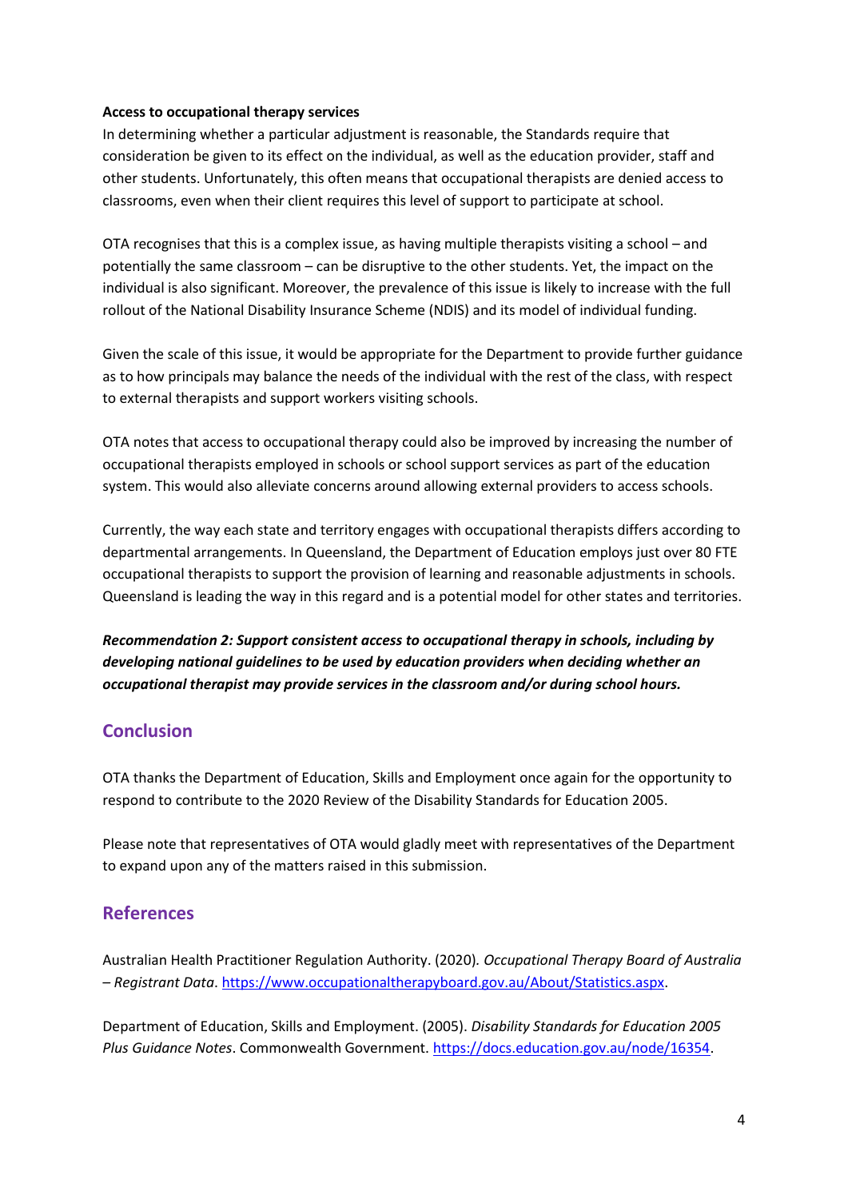**Access to occupational therapy services**

In determining whether a particular adjustment is reasonable, the Standards require that consideration be given to its effect on the individual, as well as the education provider, staff and other students. Unfortunately, this often means that occupational therapists are denied access to classrooms, even when their client requires this level of support to participate at school.

OTA recognises that this is a complex issue, as having multiple therapists visiting a school – and potentially the same classroom – can be disruptive to the other students. Yet, the impact on the individual is also significant. Moreover, the prevalence of this issue is likely to increase with the full rollout of the National Disability Insurance Scheme (NDIS) and its model of individual funding.

Given the scale of this issue, it would be appropriate for the Department to provide further guidance as to how principals may balance the needs of the individual with the rest of the class, with respect to external therapists and support workers visiting schools.

OTA notes that access to occupational therapy could also be improved by increasing the number of occupational therapists employed in schools or school support services as part of the education system. This would also alleviate concerns around allowing external providers to access schools.

Currently, the way each state and territory engages with occupational therapists differs according to departmental arrangements. In Queensland, the Department of Education employs just over 80 FTE occupational therapists to support the provision of learning and reasonable adjustments in schools. Queensland is leading the way in this regard and is a potential model for other states and territories.

***Recommendation 2: Support consistent access to occupational therapy in schools, including by developing national guidelines to be used by education providers when deciding whether an occupational therapist may provide services in the classroom and/or during school hours.***

## Conclusion

OTA thanks the Department of Education, Skills and Employment once again for the opportunity to respond to contribute to the 2020 Review of the Disability Standards for Education 2005.

Please note that representatives of OTA would gladly meet with representatives of the Department to expand upon any of the matters raised in this submission.

## References

Australian Health Practitioner Regulation Authority. (2020). *Occupational Therapy Board of Australia – Registrant Data*. https://www.occupationaltherapyboard.gov.au/About/Statistics.aspx.

Department of Education, Skills and Employment. (2005). *Disability Standards for Education 2005 Plus Guidance Notes*. Commonwealth Government. https://docs.education.gov.au/node/16354.